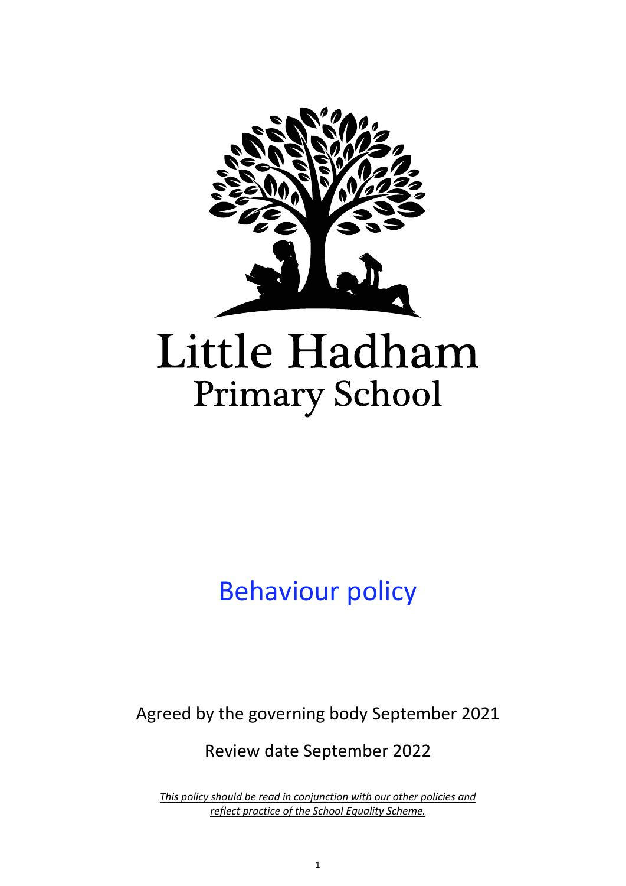# Little Hadham
## Primary School

# Behaviour policy

Agreed by the governing body September 2021

Review date September 2022

*This policy should be read in conjunction with our other policies and reflect practice of the School Equality Scheme.*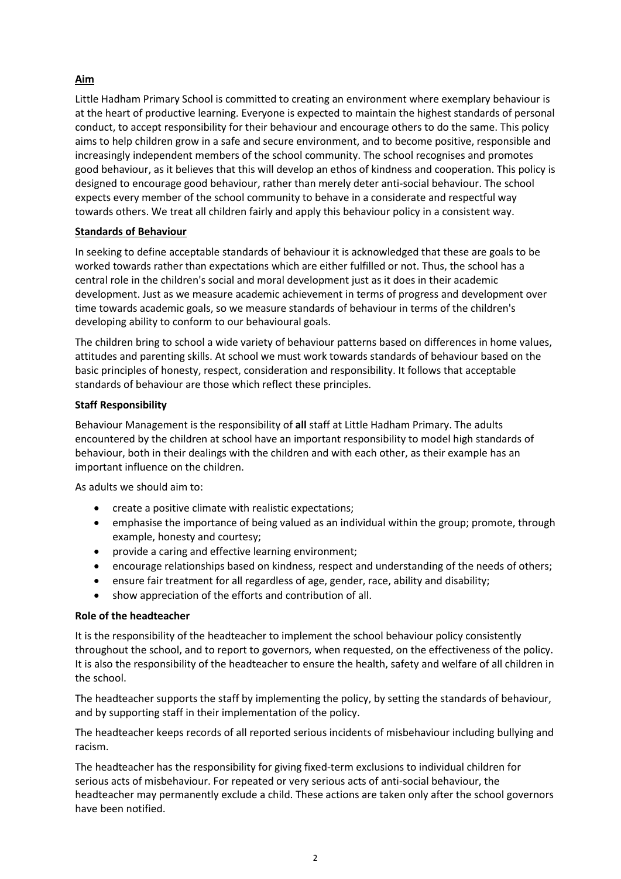## **Aim**

Little Hadham Primary School is committed to creating an environment where exemplary behaviour is at the heart of productive learning. Everyone is expected to maintain the highest standards of personal conduct, to accept responsibility for their behaviour and encourage others to do the same. This policy aims to help children grow in a safe and secure environment, and to become positive, responsible and increasingly independent members of the school community. The school recognises and promotes good behaviour, as it believes that this will develop an ethos of kindness and cooperation. This policy is designed to encourage good behaviour, rather than merely deter anti-social behaviour. The school expects every member of the school community to behave in a considerate and respectful way towards others. We treat all children fairly and apply this behaviour policy in a consistent way.

## **Standards of Behaviour**

In seeking to define acceptable standards of behaviour it is acknowledged that these are goals to be worked towards rather than expectations which are either fulfilled or not. Thus, the school has a central role in the children's social and moral development just as it does in their academic development. Just as we measure academic achievement in terms of progress and development over time towards academic goals, so we measure standards of behaviour in terms of the children's developing ability to conform to our behavioural goals.

The children bring to school a wide variety of behaviour patterns based on differences in home values, attitudes and parenting skills. At school we must work towards standards of behaviour based on the basic principles of honesty, respect, consideration and responsibility. It follows that acceptable standards of behaviour are those which reflect these principles.

### **Staff Responsibility**

Behaviour Management is the responsibility of **all** staff at Little Hadham Primary. The adults encountered by the children at school have an important responsibility to model high standards of behaviour, both in their dealings with the children and with each other, as their example has an important influence on the children.

As adults we should aim to:

- create a positive climate with realistic expectations;
- emphasise the importance of being valued as an individual within the group; promote, through example, honesty and courtesy;
- provide a caring and effective learning environment;
- encourage relationships based on kindness, respect and understanding of the needs of others;
- ensure fair treatment for all regardless of age, gender, race, ability and disability;
- show appreciation of the efforts and contribution of all.

### **Role of the headteacher**

It is the responsibility of the headteacher to implement the school behaviour policy consistently throughout the school, and to report to governors, when requested, on the effectiveness of the policy. It is also the responsibility of the headteacher to ensure the health, safety and welfare of all children in the school.

The headteacher supports the staff by implementing the policy, by setting the standards of behaviour, and by supporting staff in their implementation of the policy.

The headteacher keeps records of all reported serious incidents of misbehaviour including bullying and racism.

The headteacher has the responsibility for giving fixed-term exclusions to individual children for serious acts of misbehaviour. For repeated or very serious acts of anti-social behaviour, the headteacher may permanently exclude a child. These actions are taken only after the school governors have been notified.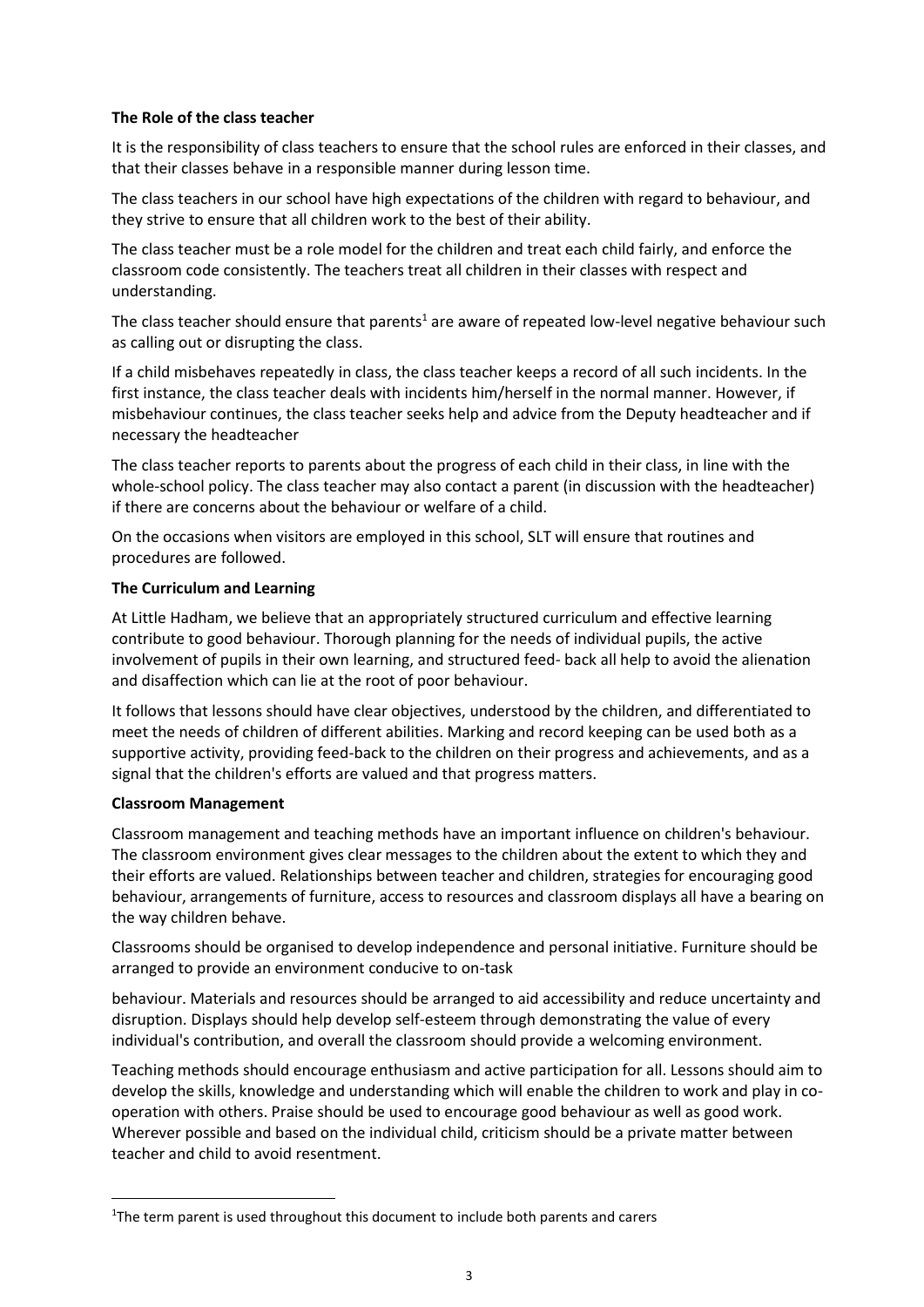**The Role of the class teacher**

It is the responsibility of class teachers to ensure that the school rules are enforced in their classes, and that their classes behave in a responsible manner during lesson time.

The class teachers in our school have high expectations of the children with regard to behaviour, and they strive to ensure that all children work to the best of their ability.

The class teacher must be a role model for the children and treat each child fairly, and enforce the classroom code consistently. The teachers treat all children in their classes with respect and understanding.

The class teacher should ensure that parents[1] are aware of repeated low-level negative behaviour such as calling out or disrupting the class.

If a child misbehaves repeatedly in class, the class teacher keeps a record of all such incidents. In the first instance, the class teacher deals with incidents him/herself in the normal manner. However, if misbehaviour continues, the class teacher seeks help and advice from the Deputy headteacher and if necessary the headteacher

The class teacher reports to parents about the progress of each child in their class, in line with the whole-school policy. The class teacher may also contact a parent (in discussion with the headteacher) if there are concerns about the behaviour or welfare of a child.

On the occasions when visitors are employed in this school, SLT will ensure that routines and procedures are followed.

**The Curriculum and Learning**

At Little Hadham, we believe that an appropriately structured curriculum and effective learning contribute to good behaviour. Thorough planning for the needs of individual pupils, the active involvement of pupils in their own learning, and structured feed- back all help to avoid the alienation and disaffection which can lie at the root of poor behaviour.

It follows that lessons should have clear objectives, understood by the children, and differentiated to meet the needs of children of different abilities. Marking and record keeping can be used both as a supportive activity, providing feed-back to the children on their progress and achievements, and as a signal that the children's efforts are valued and that progress matters.

**Classroom Management**

Classroom management and teaching methods have an important influence on children's behaviour. The classroom environment gives clear messages to the children about the extent to which they and their efforts are valued. Relationships between teacher and children, strategies for encouraging good behaviour, arrangements of furniture, access to resources and classroom displays all have a bearing on the way children behave.

Classrooms should be organised to develop independence and personal initiative. Furniture should be arranged to provide an environment conducive to on-task behaviour. Materials and resources should be arranged to aid accessibility and reduce uncertainty and disruption. Displays should help develop self-esteem through demonstrating the value of every individual's contribution, and overall the classroom should provide a welcoming environment.

Teaching methods should encourage enthusiasm and active participation for all. Lessons should aim to develop the skills, knowledge and understanding which will enable the children to work and play in co-operation with others. Praise should be used to encourage good behaviour as well as good work. Wherever possible and based on the individual child, criticism should be a private matter between teacher and child to avoid resentment.

---

[1] The term parent is used throughout this document to include both parents and carers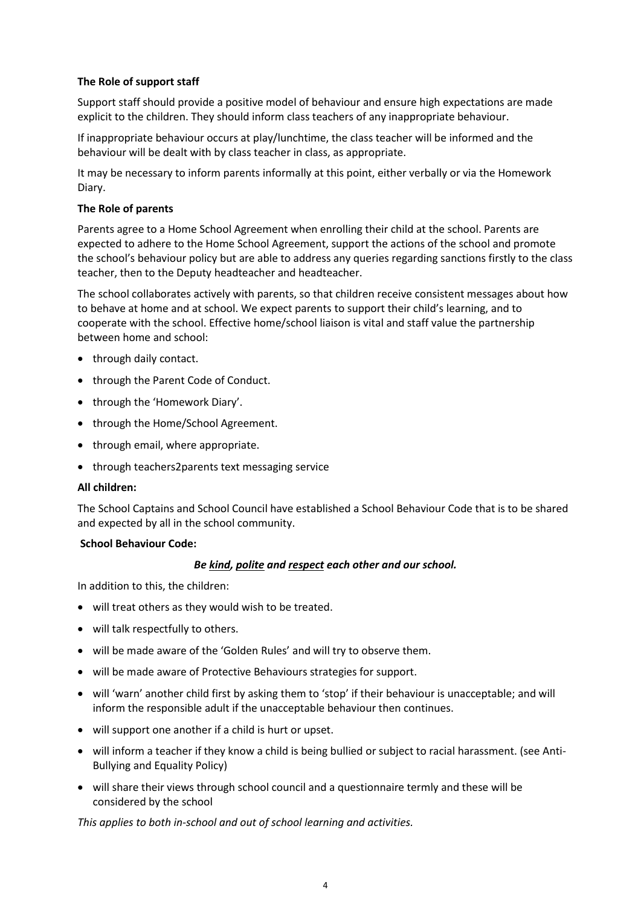**The Role of support staff**

Support staff should provide a positive model of behaviour and ensure high expectations are made explicit to the children. They should inform class teachers of any inappropriate behaviour.

If inappropriate behaviour occurs at play/lunchtime, the class teacher will be informed and the behaviour will be dealt with by class teacher in class, as appropriate.

It may be necessary to inform parents informally at this point, either verbally or via the Homework Diary.

**The Role of parents**

Parents agree to a Home School Agreement when enrolling their child at the school. Parents are expected to adhere to the Home School Agreement, support the actions of the school and promote the school's behaviour policy but are able to address any queries regarding sanctions firstly to the class teacher, then to the Deputy headteacher and headteacher.

The school collaborates actively with parents, so that children receive consistent messages about how to behave at home and at school. We expect parents to support their child's learning, and to cooperate with the school. Effective home/school liaison is vital and staff value the partnership between home and school:

- through daily contact.
- through the Parent Code of Conduct.
- through the 'Homework Diary'.
- through the Home/School Agreement.
- through email, where appropriate.
- through teachers2parents text messaging service

**All children:**

The School Captains and School Council have established a School Behaviour Code that is to be shared and expected by all in the school community.

**School Behaviour Code:**

***Be <u>kind</u>, <u>polite</u> and <u>respect</u> each other and our school.***

In addition to this, the children:

- will treat others as they would wish to be treated.
- will talk respectfully to others.
- will be made aware of the 'Golden Rules' and will try to observe them.
- will be made aware of Protective Behaviours strategies for support.
- will 'warn' another child first by asking them to 'stop' if their behaviour is unacceptable; and will inform the responsible adult if the unacceptable behaviour then continues.
- will support one another if a child is hurt or upset.
- will inform a teacher if they know a child is being bullied or subject to racial harassment. (see Anti-Bullying and Equality Policy)
- will share their views through school council and a questionnaire termly and these will be considered by the school

*This applies to both in-school and out of school learning and activities.*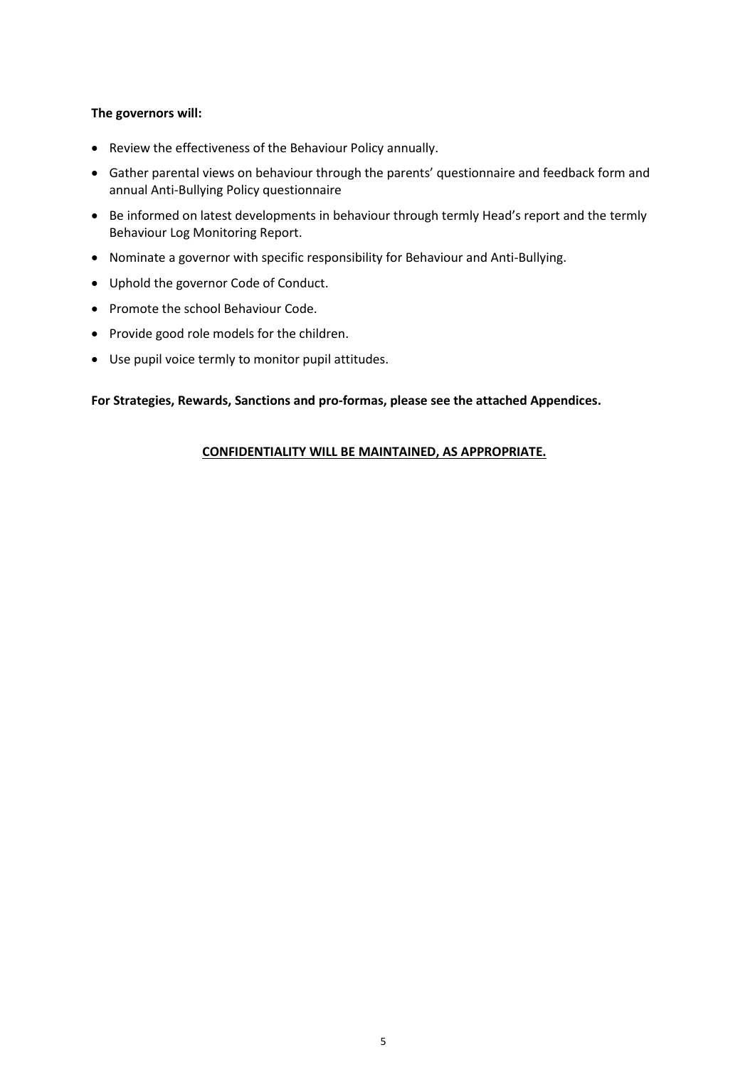**The governors will:**

- Review the effectiveness of the Behaviour Policy annually.
- Gather parental views on behaviour through the parents' questionnaire and feedback form and annual Anti-Bullying Policy questionnaire
- Be informed on latest developments in behaviour through termly Head's report and the termly Behaviour Log Monitoring Report.
- Nominate a governor with specific responsibility for Behaviour and Anti-Bullying.
- Uphold the governor Code of Conduct.
- Promote the school Behaviour Code.
- Provide good role models for the children.
- Use pupil voice termly to monitor pupil attitudes.

**For Strategies, Rewards, Sanctions and pro-formas, please see the attached Appendices.**

<u>**CONFIDENTIALITY WILL BE MAINTAINED, AS APPROPRIATE.**</u>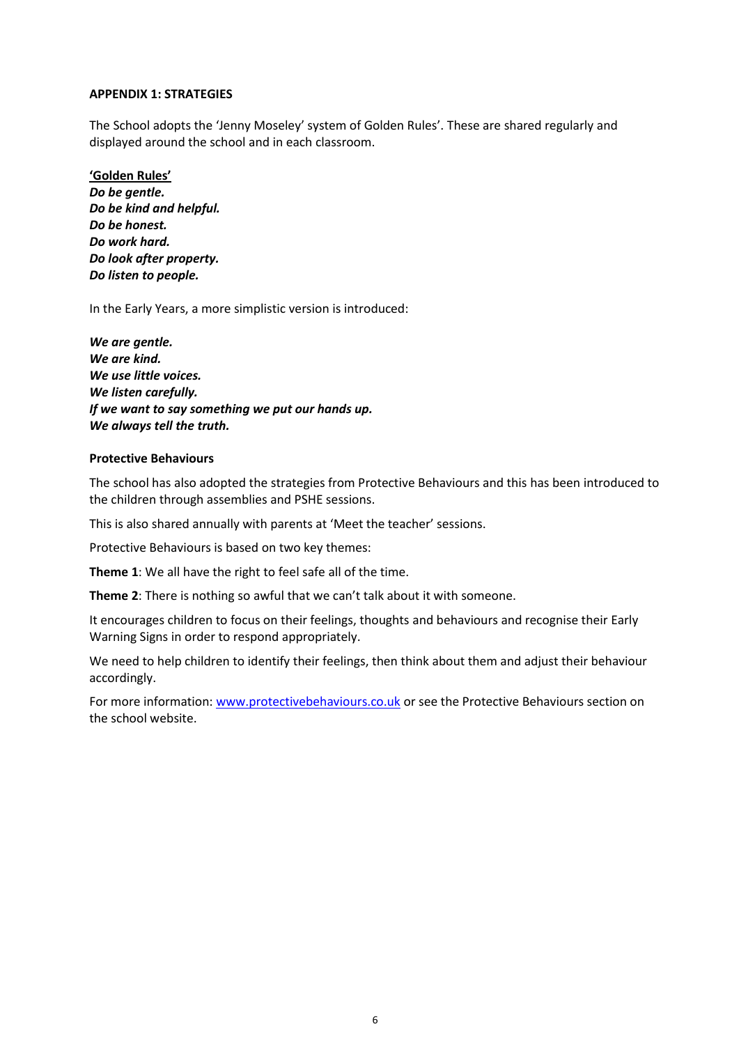## APPENDIX 1: STRATEGIES

The School adopts the 'Jenny Moseley' system of Golden Rules'. These are shared regularly and displayed around the school and in each classroom.

**'Golden Rules'**
***Do be gentle.***
***Do be kind and helpful.***
***Do be honest.***
***Do work hard.***
***Do look after property.***
***Do listen to people.***

In the Early Years, a more simplistic version is introduced:

***We are gentle.***
***We are kind.***
***We use little voices.***
***We listen carefully.***
***If we want to say something we put our hands up.***
***We always tell the truth.***

### Protective Behaviours

The school has also adopted the strategies from Protective Behaviours and this has been introduced to the children through assemblies and PSHE sessions.

This is also shared annually with parents at 'Meet the teacher' sessions.

Protective Behaviours is based on two key themes:

**Theme 1**: We all have the right to feel safe all of the time.

**Theme 2**: There is nothing so awful that we can't talk about it with someone.

It encourages children to focus on their feelings, thoughts and behaviours and recognise their Early Warning Signs in order to respond appropriately.

We need to help children to identify their feelings, then think about them and adjust their behaviour accordingly.

For more information: [www.protectivebehaviours.co.uk](http://www.protectivebehaviours.co.uk) or see the Protective Behaviours section on the school website.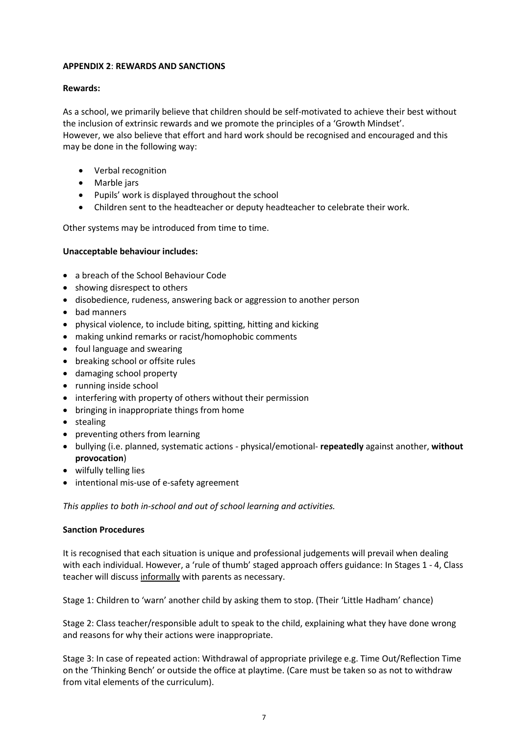**APPENDIX 2**: **REWARDS AND SANCTIONS**

**Rewards:**

As a school, we primarily believe that children should be self-motivated to achieve their best without the inclusion of extrinsic rewards and we promote the principles of a 'Growth Mindset'.
However, we also believe that effort and hard work should be recognised and encouraged and this may be done in the following way:

- Verbal recognition
- Marble jars
- Pupils' work is displayed throughout the school
- Children sent to the headteacher or deputy headteacher to celebrate their work.

Other systems may be introduced from time to time.

**Unacceptable behaviour includes:**

- a breach of the School Behaviour Code
- showing disrespect to others
- disobedience, rudeness, answering back or aggression to another person
- bad manners
- physical violence, to include biting, spitting, hitting and kicking
- making unkind remarks or racist/homophobic comments
- foul language and swearing
- breaking school or offsite rules
- damaging school property
- running inside school
- interfering with property of others without their permission
- bringing in inappropriate things from home
- stealing
- preventing others from learning
- bullying (i.e. planned, systematic actions - physical/emotional- **repeatedly** against another, **without provocation**)
- wilfully telling lies
- intentional mis-use of e-safety agreement

*This applies to both in-school and out of school learning and activities.*

**Sanction Procedures**

It is recognised that each situation is unique and professional judgements will prevail when dealing with each individual. However, a 'rule of thumb' staged approach offers guidance: In Stages 1 - 4, Class teacher will discuss <u>informally</u> with parents as necessary.

Stage 1: Children to 'warn' another child by asking them to stop. (Their 'Little Hadham' chance)

Stage 2: Class teacher/responsible adult to speak to the child, explaining what they have done wrong and reasons for why their actions were inappropriate.

Stage 3: In case of repeated action: Withdrawal of appropriate privilege e.g. Time Out/Reflection Time on the 'Thinking Bench' or outside the office at playtime. (Care must be taken so as not to withdraw from vital elements of the curriculum).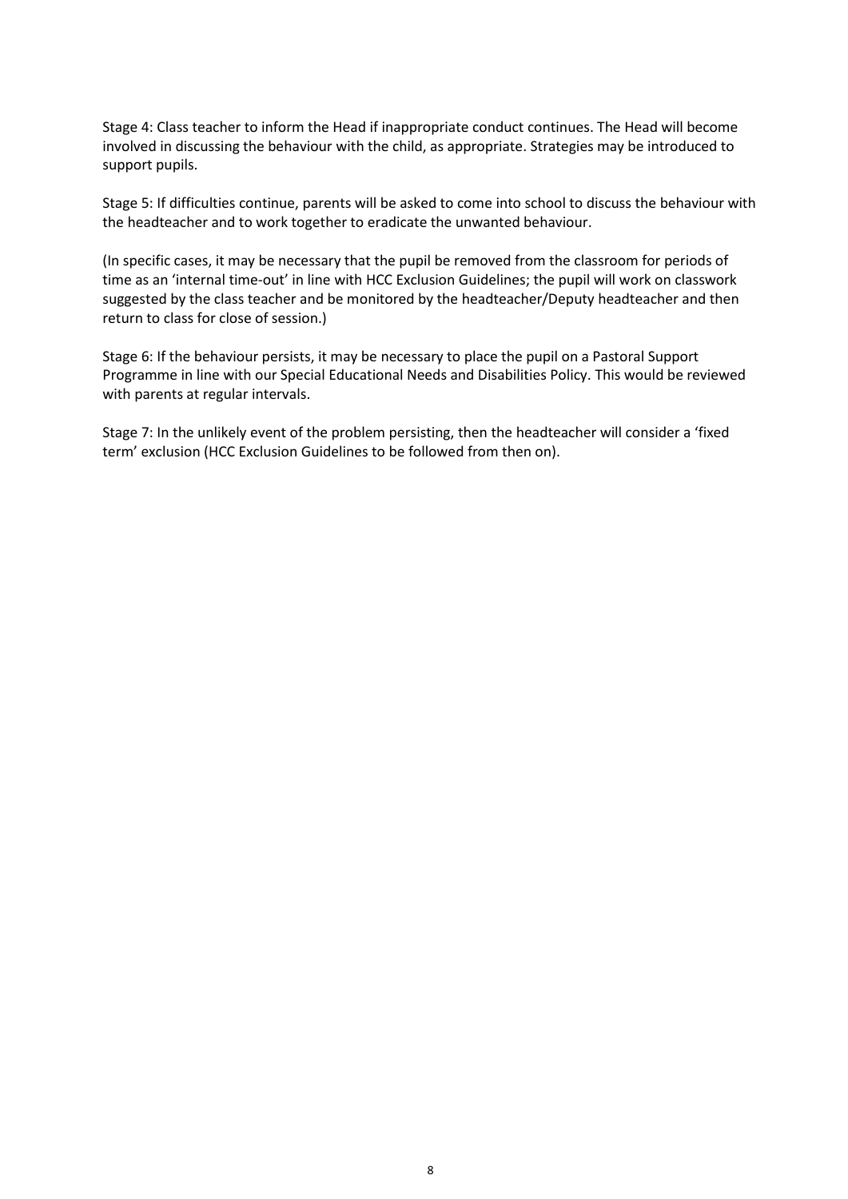Stage 4: Class teacher to inform the Head if inappropriate conduct continues. The Head will become involved in discussing the behaviour with the child, as appropriate. Strategies may be introduced to support pupils.

Stage 5: If difficulties continue, parents will be asked to come into school to discuss the behaviour with the headteacher and to work together to eradicate the unwanted behaviour.

(In specific cases, it may be necessary that the pupil be removed from the classroom for periods of time as an 'internal time-out' in line with HCC Exclusion Guidelines; the pupil will work on classwork suggested by the class teacher and be monitored by the headteacher/Deputy headteacher and then return to class for close of session.)

Stage 6: If the behaviour persists, it may be necessary to place the pupil on a Pastoral Support Programme in line with our Special Educational Needs and Disabilities Policy. This would be reviewed with parents at regular intervals.

Stage 7: In the unlikely event of the problem persisting, then the headteacher will consider a 'fixed term' exclusion (HCC Exclusion Guidelines to be followed from then on).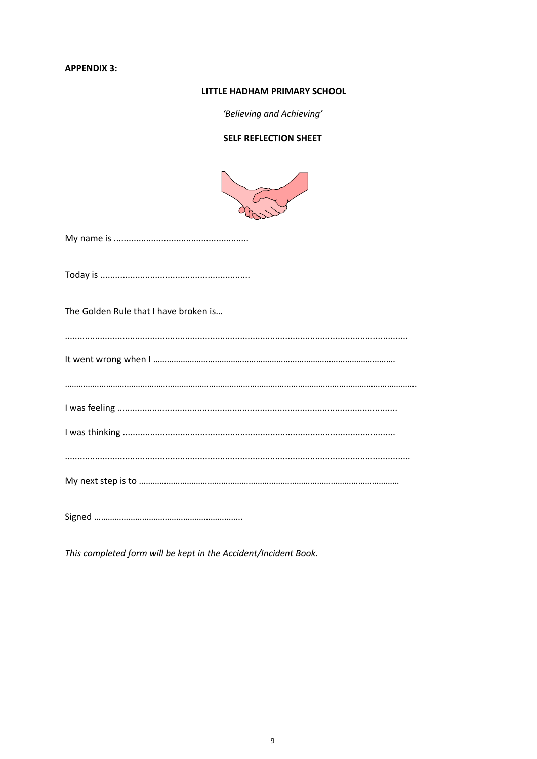**APPENDIX 3:**

**LITTLE HADHAM PRIMARY SCHOOL**

*'Believing and Achieving'*

**SELF REFLECTION SHEET**

My name is ......................................................

Today is ............................................................

The Golden Rule that I have broken is…

........................................................................................................................................

It went wrong when I ………………………………………………………………………………………

…………………………………………………………………………………………………………………………….

I was feeling ................................................................................................................

I was thinking .............................................................................................................

........................................................................................................................................

My next step is to ……………………………………………………………………………………………

Signed ………………………………………………………..

*This completed form will be kept in the Accident/Incident Book.*